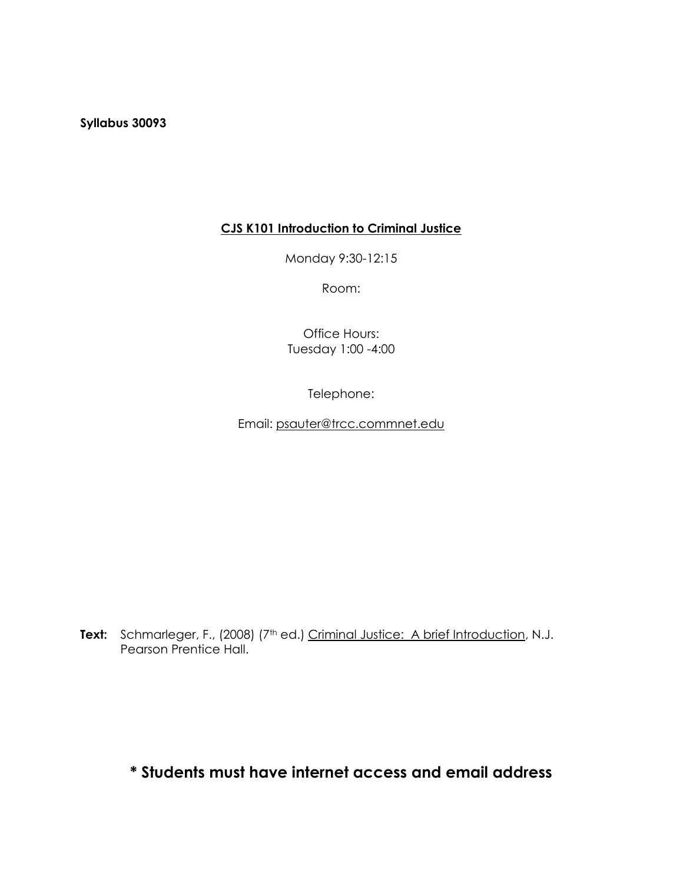**Syllabus 30093**

**CJS K101 Introduction to Criminal Justice**

Monday 9:30-12:15

Room:

Office Hours:
Tuesday 1:00 -4:00

Telephone:

Email: psauter@trcc.commnet.edu

**Text:** Schmarleger, F., (2008) (7th ed.) Criminal Justice: A brief Introduction, N.J. Pearson Prentice Hall.

**\* Students must have internet access and email address**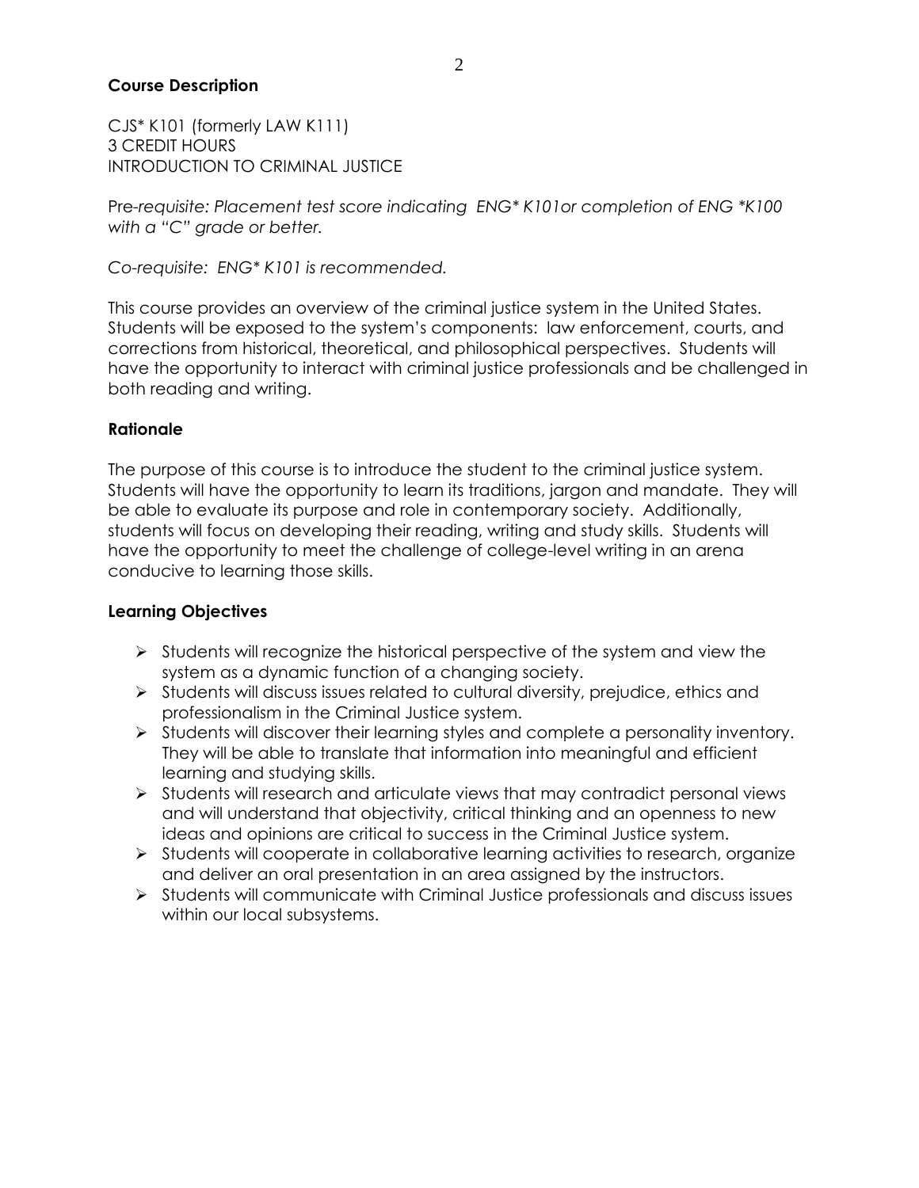## Course Description

CJS* K101 (formerly LAW K111)
3 CREDIT HOURS
INTRODUCTION TO CRIMINAL JUSTICE

Pre-*requisite: Placement test score indicating ENG* K101or completion of ENG *K100 with a "C" grade or better.*

*Co-requisite: ENG* K101 is recommended.*

This course provides an overview of the criminal justice system in the United States. Students will be exposed to the system's components: law enforcement, courts, and corrections from historical, theoretical, and philosophical perspectives. Students will have the opportunity to interact with criminal justice professionals and be challenged in both reading and writing.

## Rationale

The purpose of this course is to introduce the student to the criminal justice system. Students will have the opportunity to learn its traditions, jargon and mandate. They will be able to evaluate its purpose and role in contemporary society. Additionally, students will focus on developing their reading, writing and study skills. Students will have the opportunity to meet the challenge of college-level writing in an arena conducive to learning those skills.

## Learning Objectives

- Students will recognize the historical perspective of the system and view the system as a dynamic function of a changing society.
- Students will discuss issues related to cultural diversity, prejudice, ethics and professionalism in the Criminal Justice system.
- Students will discover their learning styles and complete a personality inventory. They will be able to translate that information into meaningful and efficient learning and studying skills.
- Students will research and articulate views that may contradict personal views and will understand that objectivity, critical thinking and an openness to new ideas and opinions are critical to success in the Criminal Justice system.
- Students will cooperate in collaborative learning activities to research, organize and deliver an oral presentation in an area assigned by the instructors.
- Students will communicate with Criminal Justice professionals and discuss issues within our local subsystems.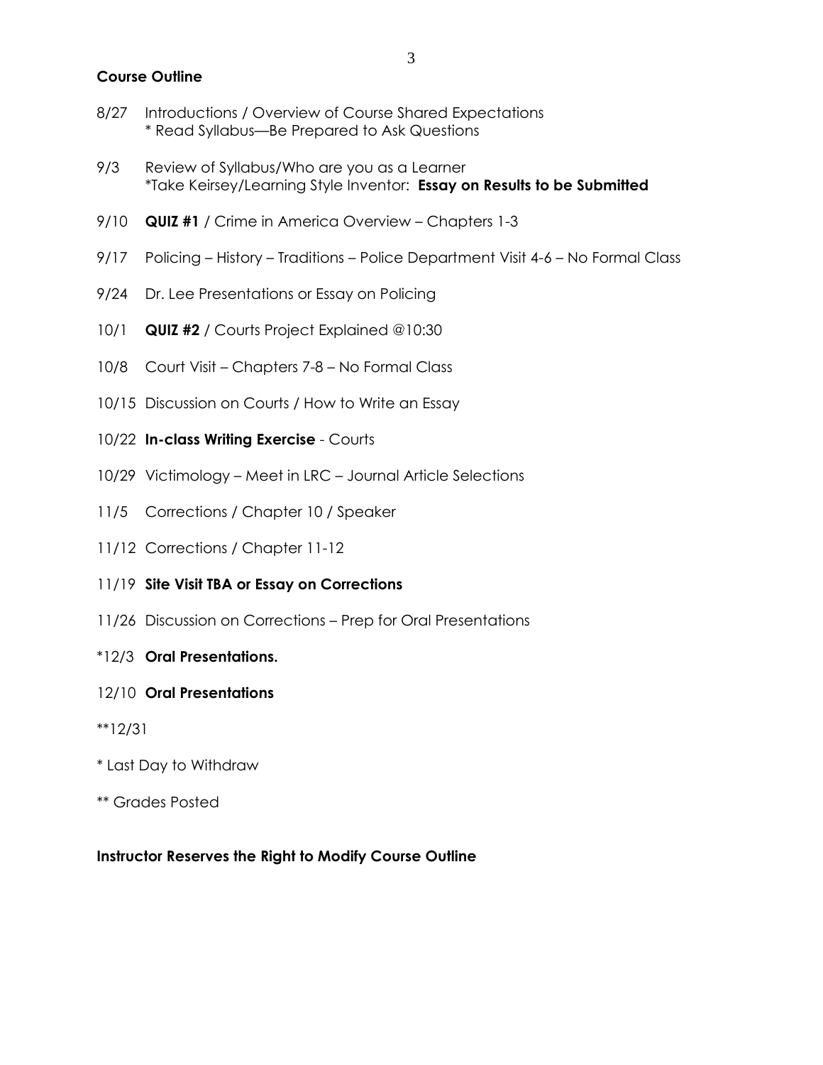**Course Outline**

8/27 Introductions / Overview of Course Shared Expectations
* Read Syllabus—Be Prepared to Ask Questions

9/3 Review of Syllabus/Who are you as a Learner
*Take Keirsey/Learning Style Inventor: **Essay on Results to be Submitted**

9/10 **QUIZ #1** / Crime in America Overview – Chapters 1-3

9/17 Policing – History – Traditions – Police Department Visit 4-6 – No Formal Class

9/24 Dr. Lee Presentations or Essay on Policing

10/1 **QUIZ #2** / Courts Project Explained @10:30

10/8 Court Visit – Chapters 7-8 – No Formal Class

10/15 Discussion on Courts / How to Write an Essay

10/22 **In-class Writing Exercise** - Courts

10/29 Victimology – Meet in LRC – Journal Article Selections

11/5 Corrections / Chapter 10 / Speaker

11/12 Corrections / Chapter 11-12

11/19 **Site Visit TBA or Essay on Corrections**

11/26 Discussion on Corrections – Prep for Oral Presentations

*12/3 **Oral Presentations.**

12/10 **Oral Presentations**

**12/31

* Last Day to Withdraw

** Grades Posted

**Instructor Reserves the Right to Modify Course Outline**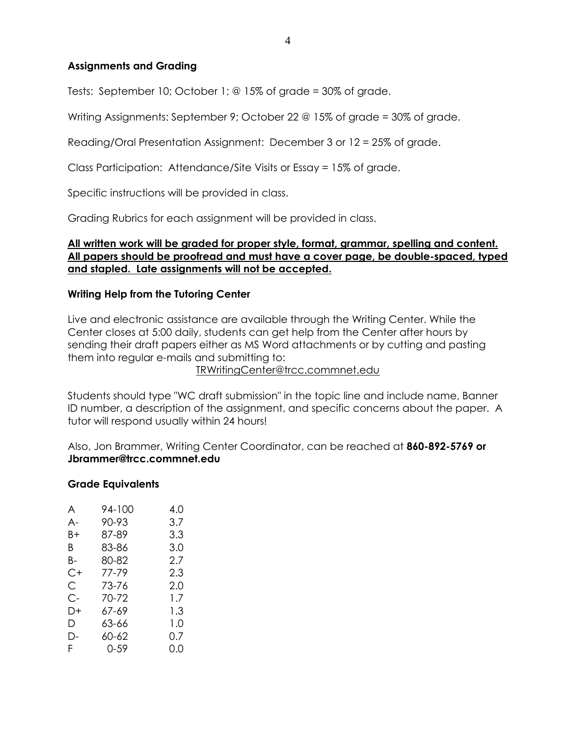### Assignments and Grading

Tests: September 10; October 1; @ 15% of grade = 30% of grade.

Writing Assignments: September 9; October 22 @ 15% of grade = 30% of grade.

Reading/Oral Presentation Assignment: December 3 or 12 = 25% of grade.

Class Participation: Attendance/Site Visits or Essay = 15% of grade.

Specific instructions will be provided in class.

Grading Rubrics for each assignment will be provided in class.

**All written work will be graded for proper style, format, grammar, spelling and content. All papers should be proofread and must have a cover page, be double-spaced, typed and stapled. Late assignments will not be accepted.**

### Writing Help from the Tutoring Center

Live and electronic assistance are available through the Writing Center. While the Center closes at 5:00 daily, students can get help from the Center after hours by sending their draft papers either as MS Word attachments or by cutting and pasting them into regular e-mails and submitting to:

TRWritingCenter@trcc.commnet.edu

Students should type "WC draft submission" in the topic line and include name, Banner ID number, a description of the assignment, and specific concerns about the paper. A tutor will respond usually within 24 hours!

Also, Jon Brammer, Writing Center Coordinator, can be reached at **860-892-5769 or Jbrammer@trcc.commnet.edu**

### Grade Equivalents

| | | |
|---|---|---|
| A | 94-100 | 4.0 |
| A- | 90-93 | 3.7 |
| B+ | 87-89 | 3.3 |
| B | 83-86 | 3.0 |
| B- | 80-82 | 2.7 |
| C+ | 77-79 | 2.3 |
| C | 73-76 | 2.0 |
| C- | 70-72 | 1.7 |
| D+ | 67-69 | 1.3 |
| D | 63-66 | 1.0 |
| D- | 60-62 | 0.7 |
| F | 0-59 | 0.0 |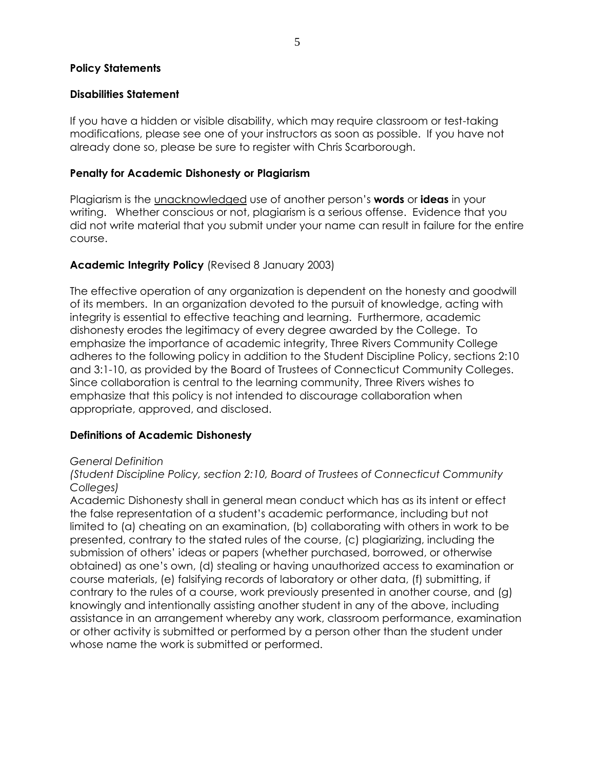## Policy Statements

### Disabilities Statement

If you have a hidden or visible disability, which may require classroom or test-taking modifications, please see one of your instructors as soon as possible. If you have not already done so, please be sure to register with Chris Scarborough.

### Penalty for Academic Dishonesty or Plagiarism

Plagiarism is the <u>unacknowledged</u> use of another person's **words** or **ideas** in your writing. Whether conscious or not, plagiarism is a serious offense. Evidence that you did not write material that you submit under your name can result in failure for the entire course.

### Academic Integrity Policy (Revised 8 January 2003)

The effective operation of any organization is dependent on the honesty and goodwill of its members. In an organization devoted to the pursuit of knowledge, acting with integrity is essential to effective teaching and learning. Furthermore, academic dishonesty erodes the legitimacy of every degree awarded by the College. To emphasize the importance of academic integrity, Three Rivers Community College adheres to the following policy in addition to the Student Discipline Policy, sections 2:10 and 3:1-10, as provided by the Board of Trustees of Connecticut Community Colleges. Since collaboration is central to the learning community, Three Rivers wishes to emphasize that this policy is not intended to discourage collaboration when appropriate, approved, and disclosed.

### Definitions of Academic Dishonesty

*General Definition*

*(Student Discipline Policy, section 2:10, Board of Trustees of Connecticut Community Colleges)*

Academic Dishonesty shall in general mean conduct which has as its intent or effect the false representation of a student's academic performance, including but not limited to (a) cheating on an examination, (b) collaborating with others in work to be presented, contrary to the stated rules of the course, (c) plagiarizing, including the submission of others' ideas or papers (whether purchased, borrowed, or otherwise obtained) as one's own, (d) stealing or having unauthorized access to examination or course materials, (e) falsifying records of laboratory or other data, (f) submitting, if contrary to the rules of a course, work previously presented in another course, and (g) knowingly and intentionally assisting another student in any of the above, including assistance in an arrangement whereby any work, classroom performance, examination or other activity is submitted or performed by a person other than the student under whose name the work is submitted or performed.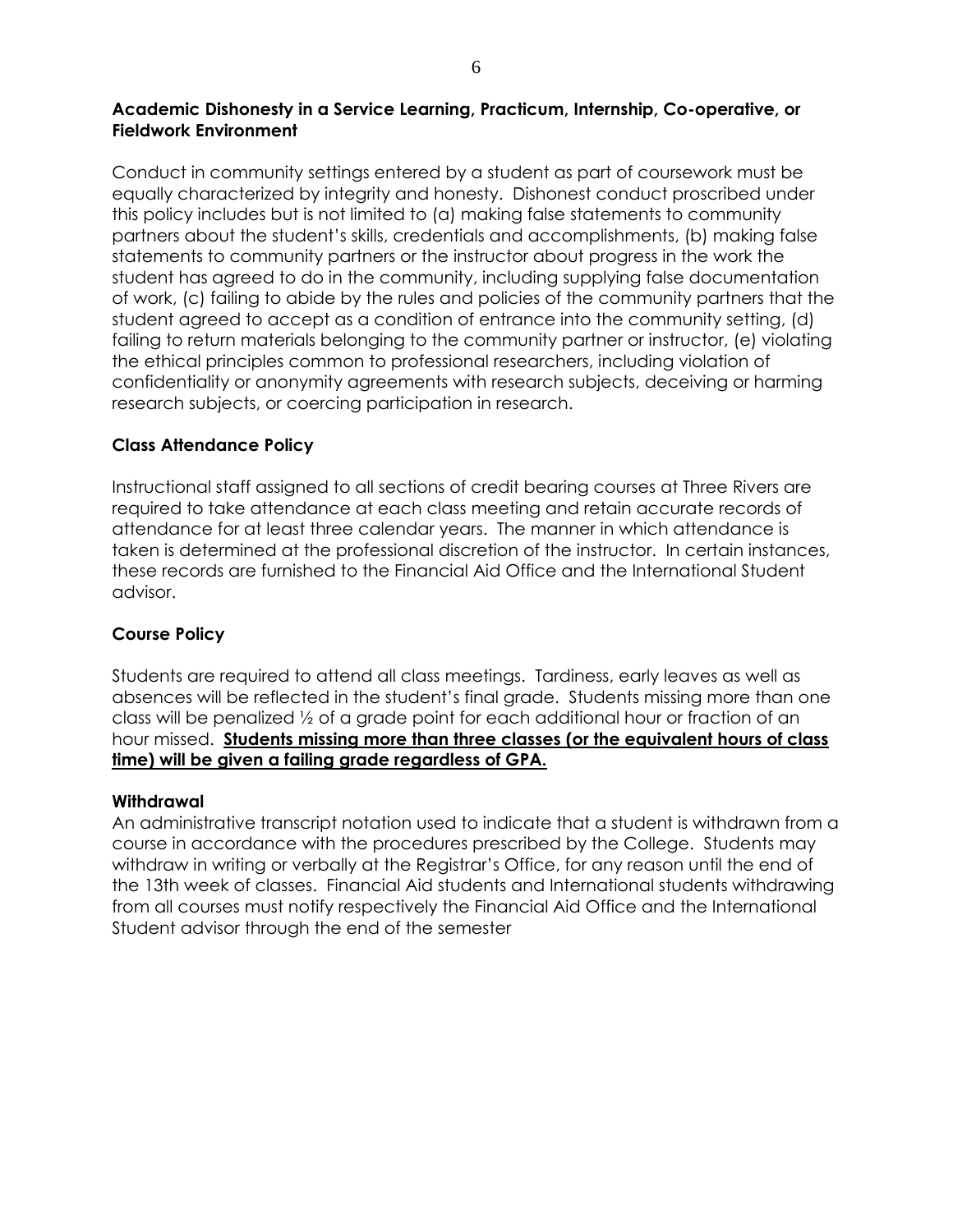**Academic Dishonesty in a Service Learning, Practicum, Internship, Co-operative, or Fieldwork Environment**

Conduct in community settings entered by a student as part of coursework must be equally characterized by integrity and honesty. Dishonest conduct proscribed under this policy includes but is not limited to (a) making false statements to community partners about the student's skills, credentials and accomplishments, (b) making false statements to community partners or the instructor about progress in the work the student has agreed to do in the community, including supplying false documentation of work, (c) failing to abide by the rules and policies of the community partners that the student agreed to accept as a condition of entrance into the community setting, (d) failing to return materials belonging to the community partner or instructor, (e) violating the ethical principles common to professional researchers, including violation of confidentiality or anonymity agreements with research subjects, deceiving or harming research subjects, or coercing participation in research.

**Class Attendance Policy**

Instructional staff assigned to all sections of credit bearing courses at Three Rivers are required to take attendance at each class meeting and retain accurate records of attendance for at least three calendar years. The manner in which attendance is taken is determined at the professional discretion of the instructor. In certain instances, these records are furnished to the Financial Aid Office and the International Student advisor.

**Course Policy**

Students are required to attend all class meetings. Tardiness, early leaves as well as absences will be reflected in the student's final grade. Students missing more than one class will be penalized ½ of a grade point for each additional hour or fraction of an hour missed. **Students missing more than three classes (or the equivalent hours of class time) will be given a failing grade regardless of GPA.**

**Withdrawal**

An administrative transcript notation used to indicate that a student is withdrawn from a course in accordance with the procedures prescribed by the College. Students may withdraw in writing or verbally at the Registrar's Office, for any reason until the end of the 13th week of classes. Financial Aid students and International students withdrawing from all courses must notify respectively the Financial Aid Office and the International Student advisor through the end of the semester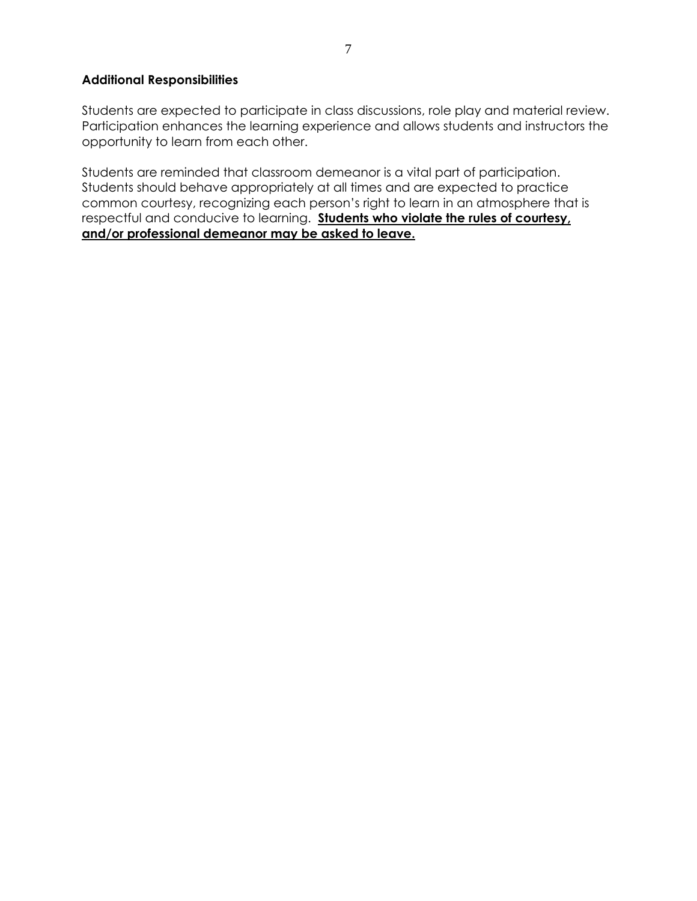**Additional Responsibilities**

Students are expected to participate in class discussions, role play and material review. Participation enhances the learning experience and allows students and instructors the opportunity to learn from each other.

Students are reminded that classroom demeanor is a vital part of participation. Students should behave appropriately at all times and are expected to practice common courtesy, recognizing each person's right to learn in an atmosphere that is respectful and conducive to learning. **Students who violate the rules of courtesy, and/or professional demeanor may be asked to leave.**